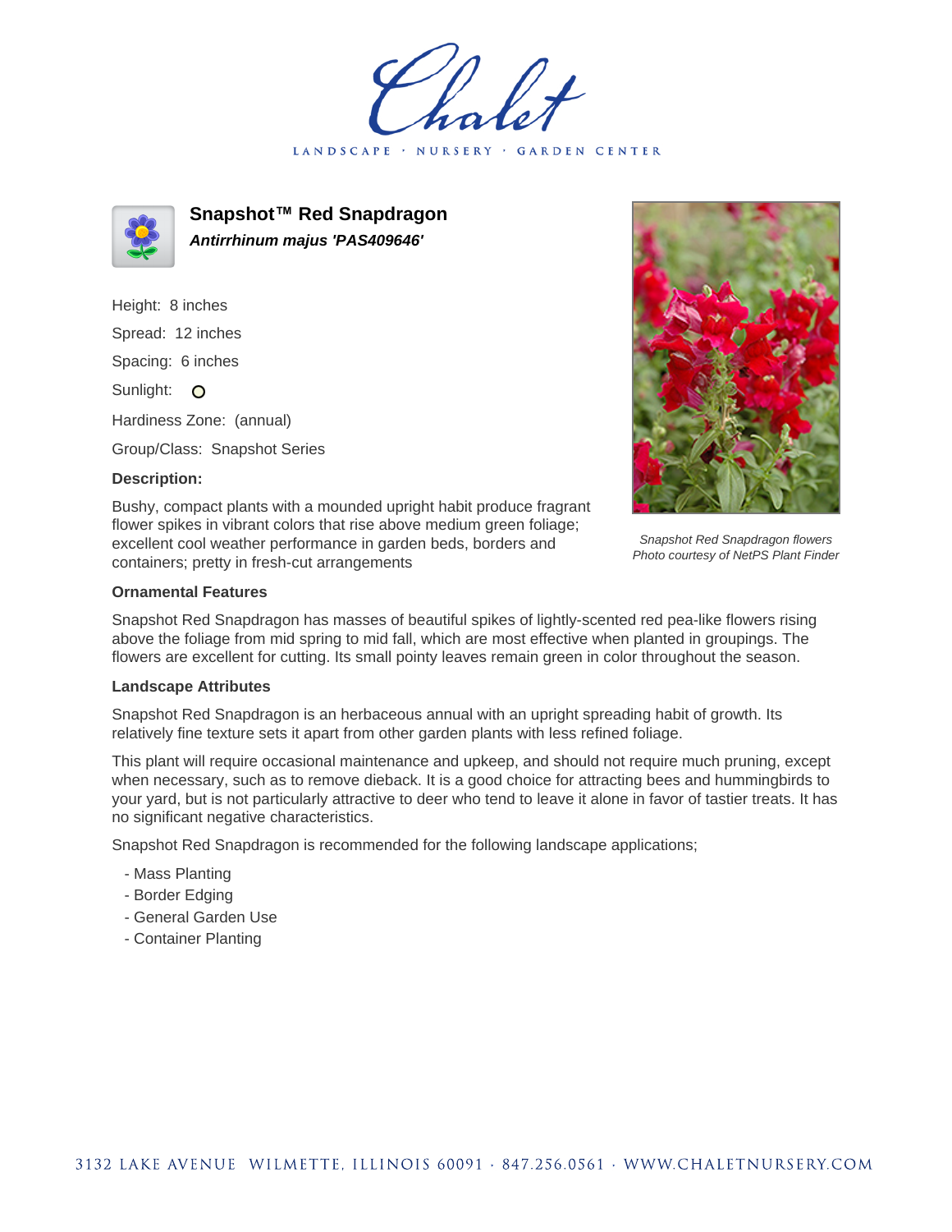# Snapshot™ Red Snapdragon

***Antirrhinum majus 'PAS409646'***

Height: 8 inches

Spread: 12 inches

Spacing: 6 inches

Sunlight: O

Hardiness Zone: (annual)

Group/Class: Snapshot Series

**Description:**

Bushy, compact plants with a mounded upright habit produce fragrant flower spikes in vibrant colors that rise above medium green foliage; excellent cool weather performance in garden beds, borders and containers; pretty in fresh-cut arrangements

*Snapshot Red Snapdragon flowers*
*Photo courtesy of NetPS Plant Finder*

**Ornamental Features**

Snapshot Red Snapdragon has masses of beautiful spikes of lightly-scented red pea-like flowers rising above the foliage from mid spring to mid fall, which are most effective when planted in groupings. The flowers are excellent for cutting. Its small pointy leaves remain green in color throughout the season.

**Landscape Attributes**

Snapshot Red Snapdragon is an herbaceous annual with an upright spreading habit of growth. Its relatively fine texture sets it apart from other garden plants with less refined foliage.

This plant will require occasional maintenance and upkeep, and should not require much pruning, except when necessary, such as to remove dieback. It is a good choice for attracting bees and hummingbirds to your yard, but is not particularly attractive to deer who tend to leave it alone in favor of tastier treats. It has no significant negative characteristics.

Snapshot Red Snapdragon is recommended for the following landscape applications;

- Mass Planting
- Border Edging
- General Garden Use
- Container Planting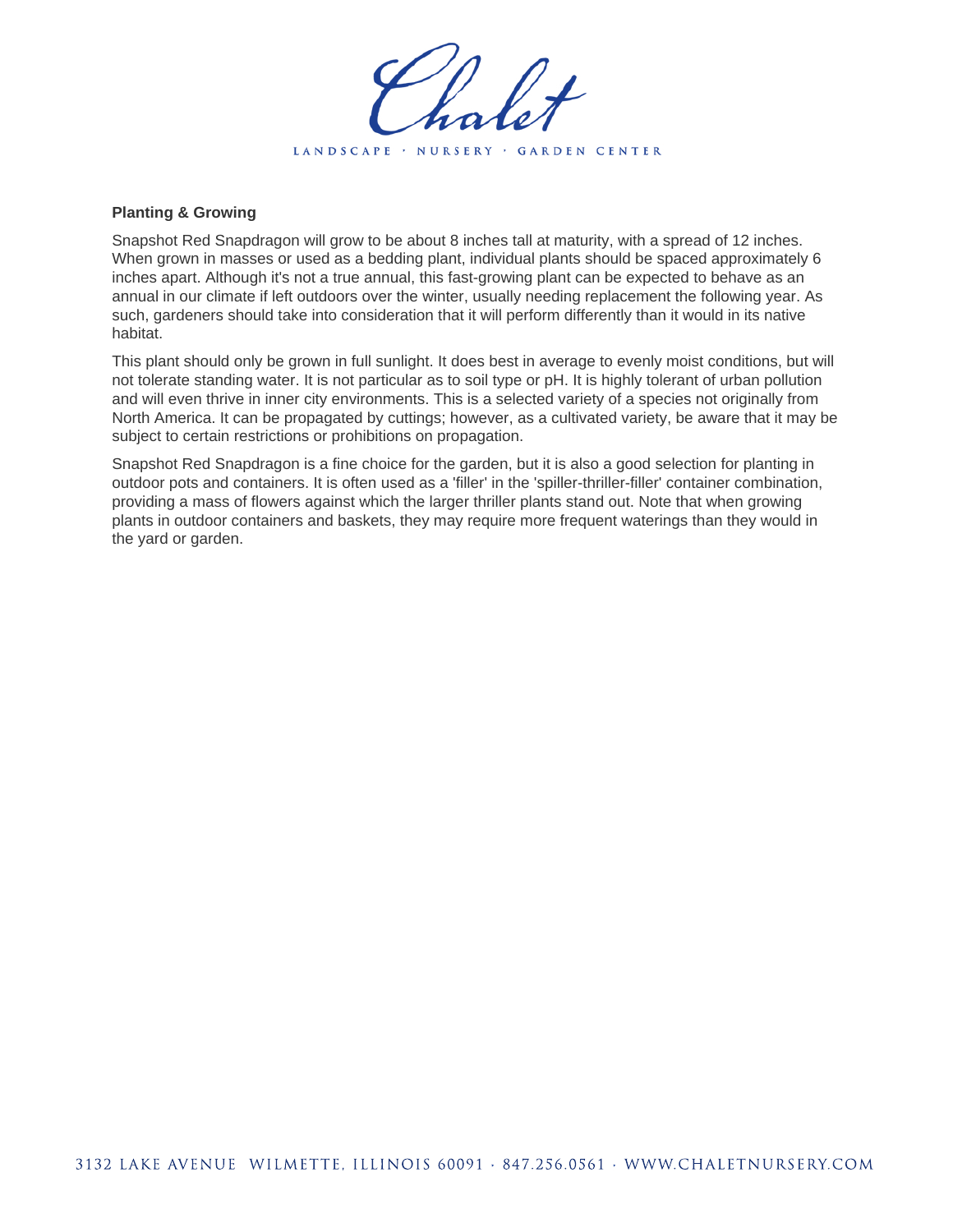**Planting & Growing**

Snapshot Red Snapdragon will grow to be about 8 inches tall at maturity, with a spread of 12 inches. When grown in masses or used as a bedding plant, individual plants should be spaced approximately 6 inches apart. Although it's not a true annual, this fast-growing plant can be expected to behave as an annual in our climate if left outdoors over the winter, usually needing replacement the following year. As such, gardeners should take into consideration that it will perform differently than it would in its native habitat.

This plant should only be grown in full sunlight. It does best in average to evenly moist conditions, but will not tolerate standing water. It is not particular as to soil type or pH. It is highly tolerant of urban pollution and will even thrive in inner city environments. This is a selected variety of a species not originally from North America. It can be propagated by cuttings; however, as a cultivated variety, be aware that it may be subject to certain restrictions or prohibitions on propagation.

Snapshot Red Snapdragon is a fine choice for the garden, but it is also a good selection for planting in outdoor pots and containers. It is often used as a 'filler' in the 'spiller-thriller-filler' container combination, providing a mass of flowers against which the larger thriller plants stand out. Note that when growing plants in outdoor containers and baskets, they may require more frequent waterings than they would in the yard or garden.